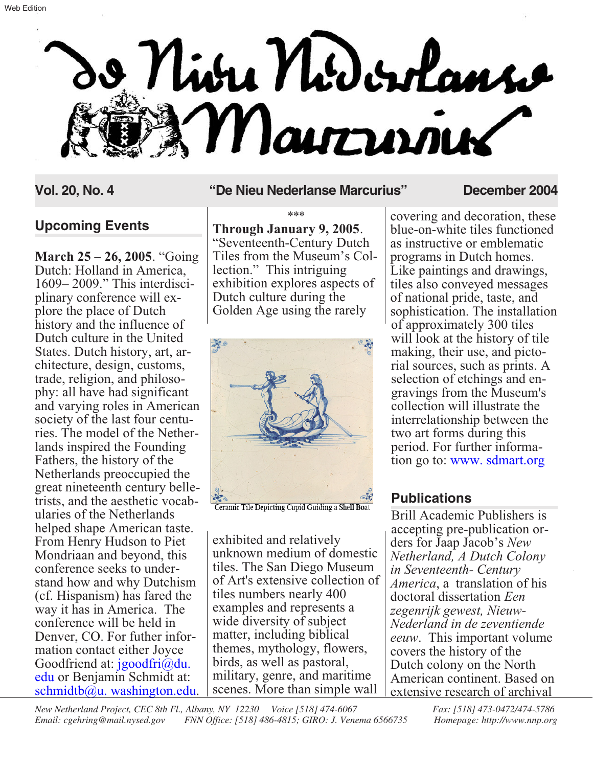Web Edition

# De Nieu Nederlanse Marcurius

**Vol. 20, No. 4** — **"De Nieu Nederlanse Marcurius"** — **December 2004**

## Upcoming Events

**March 25 – 26, 2005**. "Going Dutch: Holland in America, 1609– 2009." This interdisciplinary conference will explore the place of Dutch history and the influence of Dutch culture in the United States. Dutch history, art, architecture, design, customs, trade, religion, and philosophy: all have had significant and varying roles in American society of the last four centuries. The model of the Netherlands inspired the Founding Fathers, the history of the Netherlands preoccupied the great nineteenth century belletrists, and the aesthetic vocabularies of the Netherlands helped shape American taste. From Henry Hudson to Piet Mondriaan and beyond, this conference seeks to understand how and why Dutchism (cf. Hispanism) has fared the way it has in America. The conference will be held in Denver, CO. For futher information contact either Joyce Goodfriend at: jgoodfri@du.edu or Benjamin Schmidt at: schmidtb@u.washington.edu.

***

**Through January 9, 2005**. "Seventeenth-Century Dutch Tiles from the Museum's Collection." This intriguing exhibition explores aspects of Dutch culture during the Golden Age using the rarely exhibited and relatively unknown medium of domestic tiles. The San Diego Museum of Art's extensive collection of tiles numbers nearly 400 examples and represents a wide diversity of subject matter, including biblical themes, mythology, flowers, birds, as well as pastoral, military, genre, and maritime scenes. More than simple wall covering and decoration, these blue-on-white tiles functioned as instructive or emblematic programs in Dutch homes. Like paintings and drawings, tiles also conveyed messages of national pride, taste, and sophistication. The installation of approximately 300 tiles will look at the history of tile making, their use, and pictorial sources, such as prints. A selection of etchings and engravings from the Museum's collection will illustrate the interrelationship between the two art forms during this period. For further information go to: www. sdmart.org

Ceramic Tile Depicting Cupid Guiding a Shell Boat

## Publications

Brill Academic Publishers is accepting pre-publication orders for Jaap Jacob's *New Netherland, A Dutch Colony in Seventeenth- Century America*, a translation of his doctoral dissertation *Een zegenrijk gewest, Nieuw-Nederland in de zeventiende eeuw*. This important volume covers the history of the Dutch colony on the North American continent. Based on extensive research of archival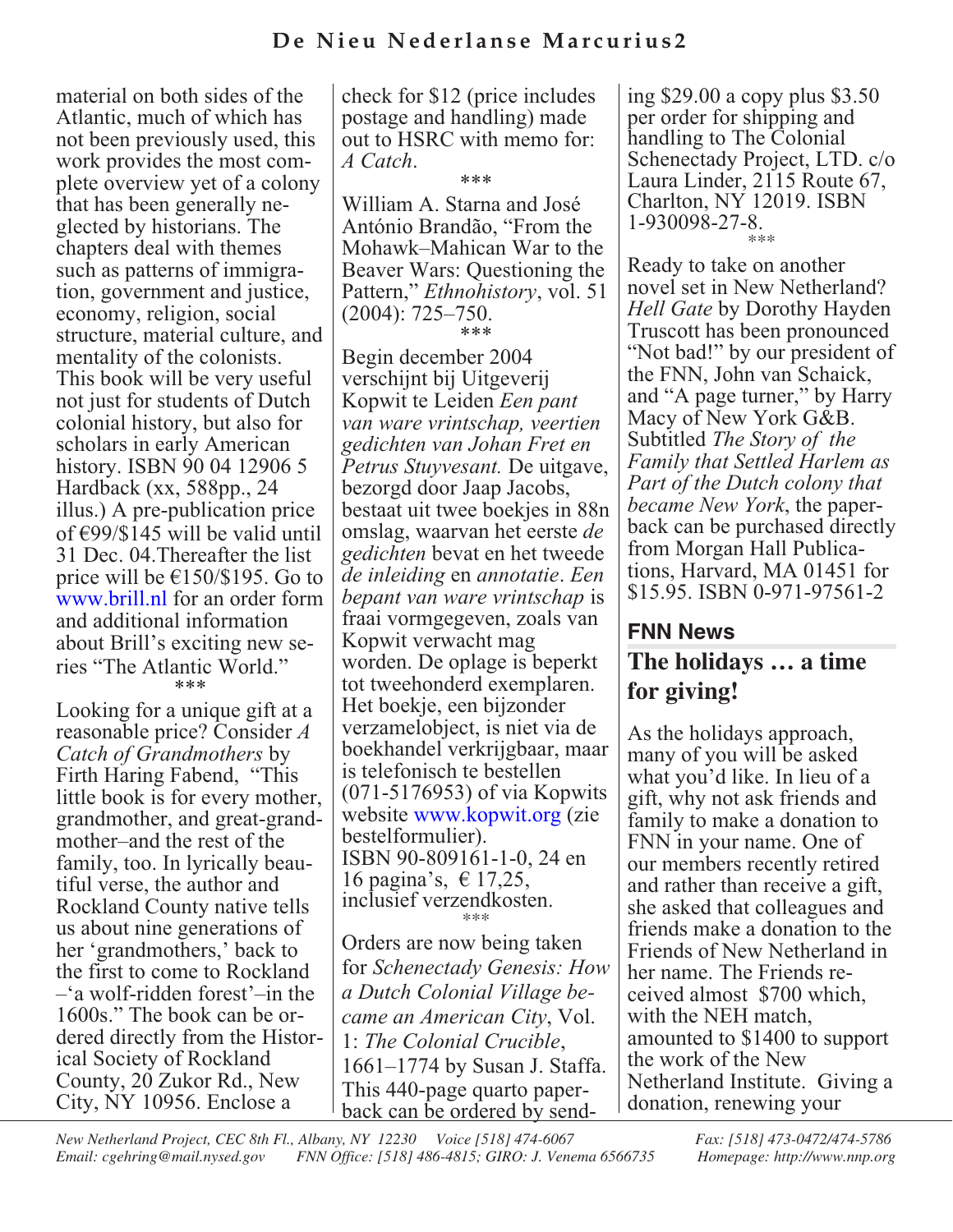material on both sides of the Atlantic, much of which has not been previously used, this work provides the most complete overview yet of a colony that has been generally neglected by historians. The chapters deal with themes such as patterns of immigration, government and justice, economy, religion, social structure, material culture, and mentality of the colonists. This book will be very useful not just for students of Dutch colonial history, but also for scholars in early American history. ISBN 90 04 12906 5 Hardback (xx, 588pp., 24 illus.) A pre-publication price of €99/$145 will be valid until 31 Dec. 04.Thereafter the list price will be €150/$195. Go to www.brill.nl for an order form and additional information about Brill's exciting new series "The Atlantic World."

***

Looking for a unique gift at a reasonable price? Consider *A Catch of Grandmothers* by Firth Haring Fabend, "This little book is for every mother, grandmother, and great-grandmother–and the rest of the family, too. In lyrically beautiful verse, the author and Rockland County native tells us about nine generations of her 'grandmothers,' back to the first to come to Rockland –'a wolf-ridden forest'–in the 1600s." The book can be ordered directly from the Historical Society of Rockland County, 20 Zukor Rd., New City, NY 10956. Enclose a check for $12 (price includes postage and handling) made out to HSRC with memo for: *A Catch*.

***

William A. Starna and José António Brandão, "From the Mohawk–Mahican War to the Beaver Wars: Questioning the Pattern," *Ethnohistory*, vol. 51 (2004): 725–750.

***

Begin december 2004 verschijnt bij Uitgeverij Kopwit te Leiden *Een pant van ware vrintschap, veertien gedichten van Johan Fret en Petrus Stuyvesant.* De uitgave, bezorgd door Jaap Jacobs, bestaat uit twee boekjes in 88n omslag, waarvan het eerste *de gedichten* bevat en het tweede *de inleiding* en *annotatie*. *Een bepant van ware vrintschap* is fraai vormgegeven, zoals van Kopwit verwacht mag worden. De oplage is beperkt tot tweehonderd exemplaren. Het boekje, een bijzonder verzamelobject, is niet via de boekhandel verkrijgbaar, maar is telefonisch te bestellen (071-5176953) of via Kopwits website www.kopwit.org (zie bestelformulier). ISBN 90-809161-1-0, 24 en 16 pagina's, € 17,25, inclusief verzendkosten.

***

Orders are now being taken for *Schenectady Genesis: How a Dutch Colonial Village became an American City*, Vol. 1: *The Colonial Crucible*, 1661–1774 by Susan J. Staffa. This 440-page quarto paperback can be ordered by sending $29.00 a copy plus $3.50 per order for shipping and handling to The Colonial Schenectady Project, LTD. c/o Laura Linder, 2115 Route 67, Charlton, NY 12019. ISBN 1-930098-27-8.

***

Ready to take on another novel set in New Netherland? *Hell Gate* by Dorothy Hayden Truscott has been pronounced "Not bad!" by our president of the FNN, John van Schaick, and "A page turner," by Harry Macy of New York G&B. Subtitled *The Story of the Family that Settled Harlem as Part of the Dutch colony that became New York*, the paperback can be purchased directly from Morgan Hall Publications, Harvard, MA 01451 for $15.95. ISBN 0-971-97561-2

## FNN News

## The holidays … a time for giving!

As the holidays approach, many of you will be asked what you'd like. In lieu of a gift, why not ask friends and family to make a donation to FNN in your name. One of our members recently retired and rather than receive a gift, she asked that colleagues and friends make a donation to the Friends of New Netherland in her name. The Friends received almost $700 which, with the NEH match, amounted to $1400 to support the work of the New Netherland Institute. Giving a donation, renewing your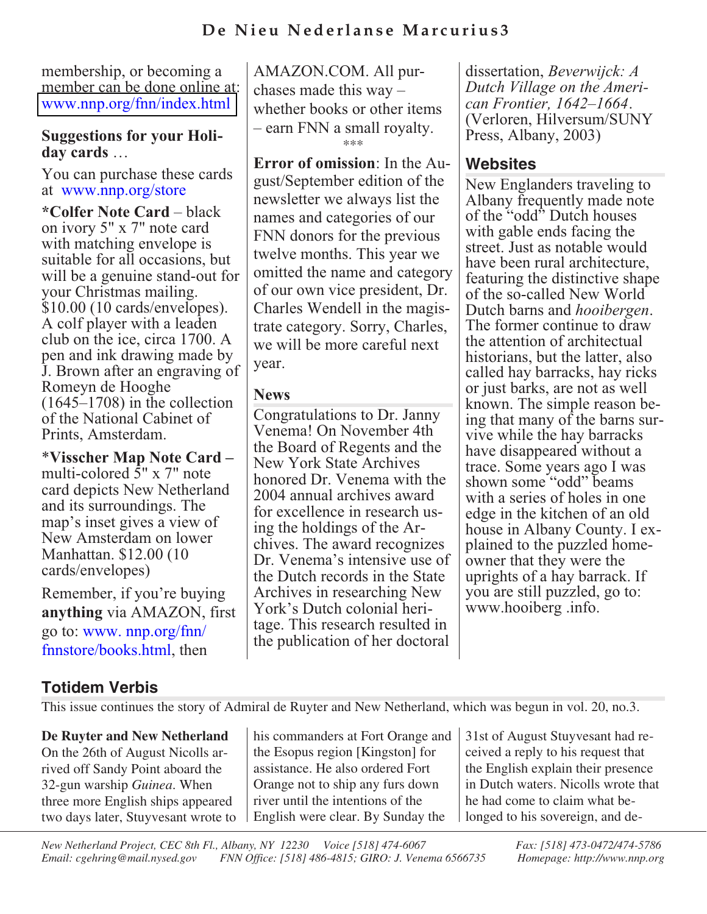membership, or becoming a member can be done online at: www.nnp.org/fnn/index.html

**Suggestions for your Holiday cards** …

You can purchase these cards at www.nnp.org/store

***Colfer Note Card** – black on ivory 5" x 7" note card with matching envelope is suitable for all occasions, but will be a genuine stand-out for your Christmas mailing. $10.00 (10 cards/envelopes). A colf player with a leaden club on the ice, circa 1700. A pen and ink drawing made by J. Brown after an engraving of Romeyn de Hooghe (1645–1708) in the collection of the National Cabinet of Prints, Amsterdam.

***Visscher Map Note Card** – multi-colored 5" x 7" note card depicts New Netherland and its surroundings. The map's inset gives a view of New Amsterdam on lower Manhattan. $12.00 (10 cards/envelopes)

Remember, if you're buying **anything** via AMAZON, first go to: www. nnp.org/fnn/fnnstore/books.html, then AMAZON.COM. All purchases made this way – whether books or other items – earn FNN a small royalty.

***

**Error of omission**: In the August/September edition of the newsletter we always list the names and categories of our FNN donors for the previous twelve months. This year we omitted the name and category of our own vice president, Dr. Charles Wendell in the magistrate category. Sorry, Charles, we will be more careful next year.

## News

Congratulations to Dr. Janny Venema! On November 4th the Board of Regents and the New York State Archives honored Dr. Venema with the 2004 annual archives award for excellence in research using the holdings of the Archives. The award recognizes Dr. Venema's intensive use of the Dutch records in the State Archives in researching New York's Dutch colonial heritage. This research resulted in the publication of her doctoral dissertation, *Beverwijck: A Dutch Village on the American Frontier, 1642–1664*. (Verloren, Hilversum/SUNY Press, Albany, 2003)

## Websites

New Englanders traveling to Albany frequently made note of the "odd" Dutch houses with gable ends facing the street. Just as notable would have been rural architecture, featuring the distinctive shape of the so-called New World Dutch barns and *hooibergen*. The former continue to draw the attention of architectual historians, but the latter, also called hay barracks, hay ricks or just barks, are not as well known. The simple reason being that many of the barns survive while the hay barracks have disappeared without a trace. Some years ago I was shown some "odd" beams with a series of holes in one edge in the kitchen of an old house in Albany County. I explained to the puzzled homeowner that they were the uprights of a hay barrack. If you are still puzzled, go to: www.hooiberg .info.

## Totidem Verbis

This issue continues the story of Admiral de Ruyter and New Netherland, which was begun in vol. 20, no.3.

**De Ruyter and New Netherland**

On the 26th of August Nicolls arrived off Sandy Point aboard the 32-gun warship *Guinea*. When three more English ships appeared two days later, Stuyvesant wrote to his commanders at Fort Orange and the Esopus region [Kingston] for assistance. He also ordered Fort Orange not to ship any furs down river until the intentions of the English were clear. By Sunday the 31st of August Stuyvesant had received a reply to his request that the English explain their presence in Dutch waters. Nicolls wrote that he had come to claim what belonged to his sovereign, and de-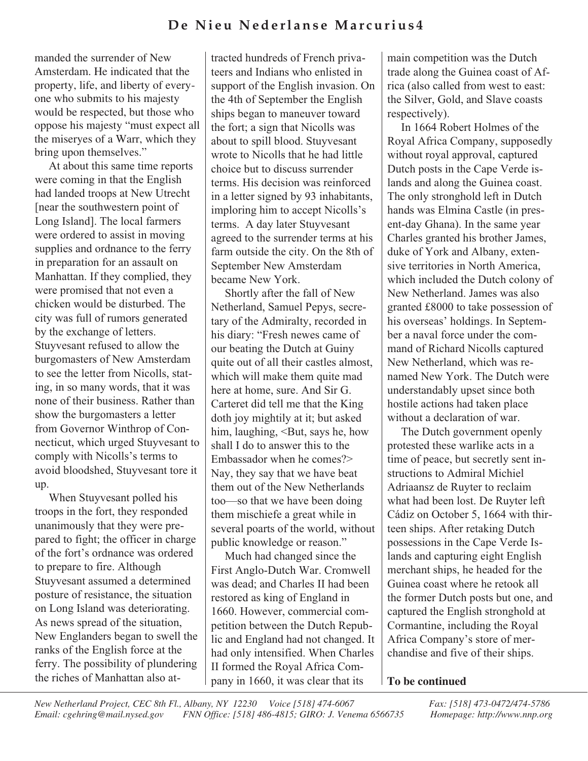manded the surrender of New Amsterdam. He indicated that the property, life, and liberty of everyone who submits to his majesty would be respected, but those who oppose his majesty "must expect all the miseryes of a Warr, which they bring upon themselves."

At about this same time reports were coming in that the English had landed troops at New Utrecht [near the southwestern point of Long Island]. The local farmers were ordered to assist in moving supplies and ordnance to the ferry in preparation for an assault on Manhattan. If they complied, they were promised that not even a chicken would be disturbed. The city was full of rumors generated by the exchange of letters. Stuyvesant refused to allow the burgomasters of New Amsterdam to see the letter from Nicolls, stating, in so many words, that it was none of their business. Rather than show the burgomasters a letter from Governor Winthrop of Connecticut, which urged Stuyvesant to comply with Nicolls's terms to avoid bloodshed, Stuyvesant tore it up.

When Stuyvesant polled his troops in the fort, they responded unanimously that they were prepared to fight; the officer in charge of the fort's ordnance was ordered to prepare to fire. Although Stuyvesant assumed a determined posture of resistance, the situation on Long Island was deteriorating. As news spread of the situation, New Englanders began to swell the ranks of the English force at the ferry. The possibility of plundering the riches of Manhattan also attracted hundreds of French privateers and Indians who enlisted in support of the English invasion. On the 4th of September the English ships began to maneuver toward the fort; a sign that Nicolls was about to spill blood. Stuyvesant wrote to Nicolls that he had little choice but to discuss surrender terms. His decision was reinforced in a letter signed by 93 inhabitants, imploring him to accept Nicolls's terms. A day later Stuyvesant agreed to the surrender terms at his farm outside the city. On the 8th of September New Amsterdam became New York.

Shortly after the fall of New Netherland, Samuel Pepys, secretary of the Admiralty, recorded in his diary: "Fresh newes came of our beating the Dutch at Guiny quite out of all their castles almost, which will make them quite mad here at home, sure. And Sir G. Carteret did tell me that the King doth joy mightily at it; but asked him, laughing, <But, says he, how shall I do to answer this to the Embassador when he comes?> Nay, they say that we have beat them out of the New Netherlands too—so that we have been doing them mischiefe a great while in several poarts of the world, without public knowledge or reason."

Much had changed since the First Anglo-Dutch War. Cromwell was dead; and Charles II had been restored as king of England in 1660. However, commercial competition between the Dutch Republic and England had not changed. It had only intensified. When Charles II formed the Royal Africa Company in 1660, it was clear that its main competition was the Dutch trade along the Guinea coast of Africa (also called from west to east: the Silver, Gold, and Slave coasts respectively).

In 1664 Robert Holmes of the Royal Africa Company, supposedly without royal approval, captured Dutch posts in the Cape Verde islands and along the Guinea coast. The only stronghold left in Dutch hands was Elmina Castle (in present-day Ghana). In the same year Charles granted his brother James, duke of York and Albany, extensive territories in North America, which included the Dutch colony of New Netherland. James was also granted £8000 to take possession of his overseas' holdings. In September a naval force under the command of Richard Nicolls captured New Netherland, which was renamed New York. The Dutch were understandably upset since both hostile actions had taken place without a declaration of war.

The Dutch government openly protested these warlike acts in a time of peace, but secretly sent instructions to Admiral Michiel Adriaansz de Ruyter to reclaim what had been lost. De Ruyter left Cádiz on October 5, 1664 with thirteen ships. After retaking Dutch possessions in the Cape Verde Islands and capturing eight English merchant ships, he headed for the Guinea coast where he retook all the former Dutch posts but one, and captured the English stronghold at Cormantine, including the Royal Africa Company's store of merchandise and five of their ships.

**To be continued**

*New Netherland Project, CEC 8th Fl., Albany, NY 12230 Voice [518] 474-6067 Fax: [518] 473-0472/474-5786*
*Email: cgehring@mail.nysed.gov FNN Office: [518] 486-4815; GIRO: J. Venema 6566735 Homepage: http://www.nnp.org*